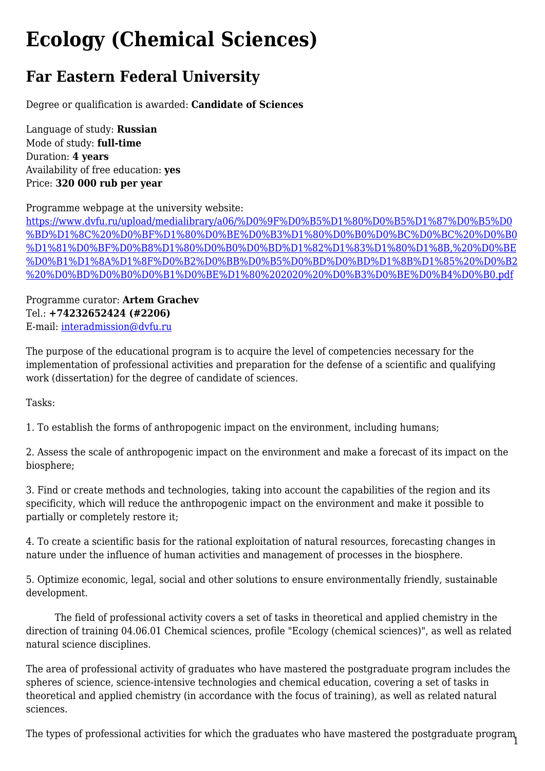# Ecology (Chemical Sciences)

## Far Eastern Federal University

Degree or qualification is awarded: **Candidate of Sciences**

Language of study: **Russian**
Mode of study: **full-time**
Duration: **4 years**
Availability of free education: **yes**
Price: **320 000 rub per year**

Programme webpage at the university website:
[https://www.dvfu.ru/upload/medialibrary/a06/%D0%9F%D0%B5%D1%80%D0%B5%D1%87%D0%B5%D0%BD%D1%8C%20%D0%BF%D1%80%D0%BE%D0%B3%D1%80%D0%B0%D0%BC%D0%BC%20%D0%B0%D1%81%D0%BF%D0%B8%D1%80%D0%B0%D0%BD%D1%82%D1%83%D1%80%D1%8B,%20%D0%BE%D0%B1%D1%8A%D1%8F%D0%B2%D0%BB%D0%B5%D0%BD%D0%BD%D1%8B%D1%85%20%D0%B2%20%D0%BD%D0%B0%D0%B1%D0%BE%D1%80%202020%20%D0%B3%D0%BE%D0%B4%D0%B0.pdf](https://www.dvfu.ru/upload/medialibrary/a06/%D0%9F%D0%B5%D1%80%D0%B5%D1%87%D0%B5%D0%BD%D1%8C%20%D0%BF%D1%80%D0%BE%D0%B3%D1%80%D0%B0%D0%BC%D0%BC%20%D0%B0%D1%81%D0%BF%D0%B8%D1%80%D0%B0%D0%BD%D1%82%D1%83%D1%80%D1%8B,%20%D0%BE%D0%B1%D1%8A%D1%8F%D0%B2%D0%BB%D0%B5%D0%BD%D0%BD%D1%8B%D1%85%20%D0%B2%20%D0%BD%D0%B0%D0%B1%D0%BE%D1%80%202020%20%D0%B3%D0%BE%D0%B4%D0%B0.pdf)

Programme curator: **Artem Grachev**
Tel.: **+74232652424 (#2206)**
E-mail: [interadmission@dvfu.ru](mailto:interadmission@dvfu.ru)

The purpose of the educational program is to acquire the level of competencies necessary for the implementation of professional activities and preparation for the defense of a scientific and qualifying work (dissertation) for the degree of candidate of sciences.

Tasks:

1. To establish the forms of anthropogenic impact on the environment, including humans;

2. Assess the scale of anthropogenic impact on the environment and make a forecast of its impact on the biosphere;

3. Find or create methods and technologies, taking into account the capabilities of the region and its specificity, which will reduce the anthropogenic impact on the environment and make it possible to partially or completely restore it;

4. To create a scientific basis for the rational exploitation of natural resources, forecasting changes in nature under the influence of human activities and management of processes in the biosphere.

5. Optimize economic, legal, social and other solutions to ensure environmentally friendly, sustainable development.

The field of professional activity covers a set of tasks in theoretical and applied chemistry in the direction of training 04.06.01 Chemical sciences, profile "Ecology (chemical sciences)", as well as related natural science disciplines.

The area of professional activity of graduates who have mastered the postgraduate program includes the spheres of science, science-intensive technologies and chemical education, covering a set of tasks in theoretical and applied chemistry (in accordance with the focus of training), as well as related natural sciences.

The types of professional activities for which the graduates who have mastered the postgraduate program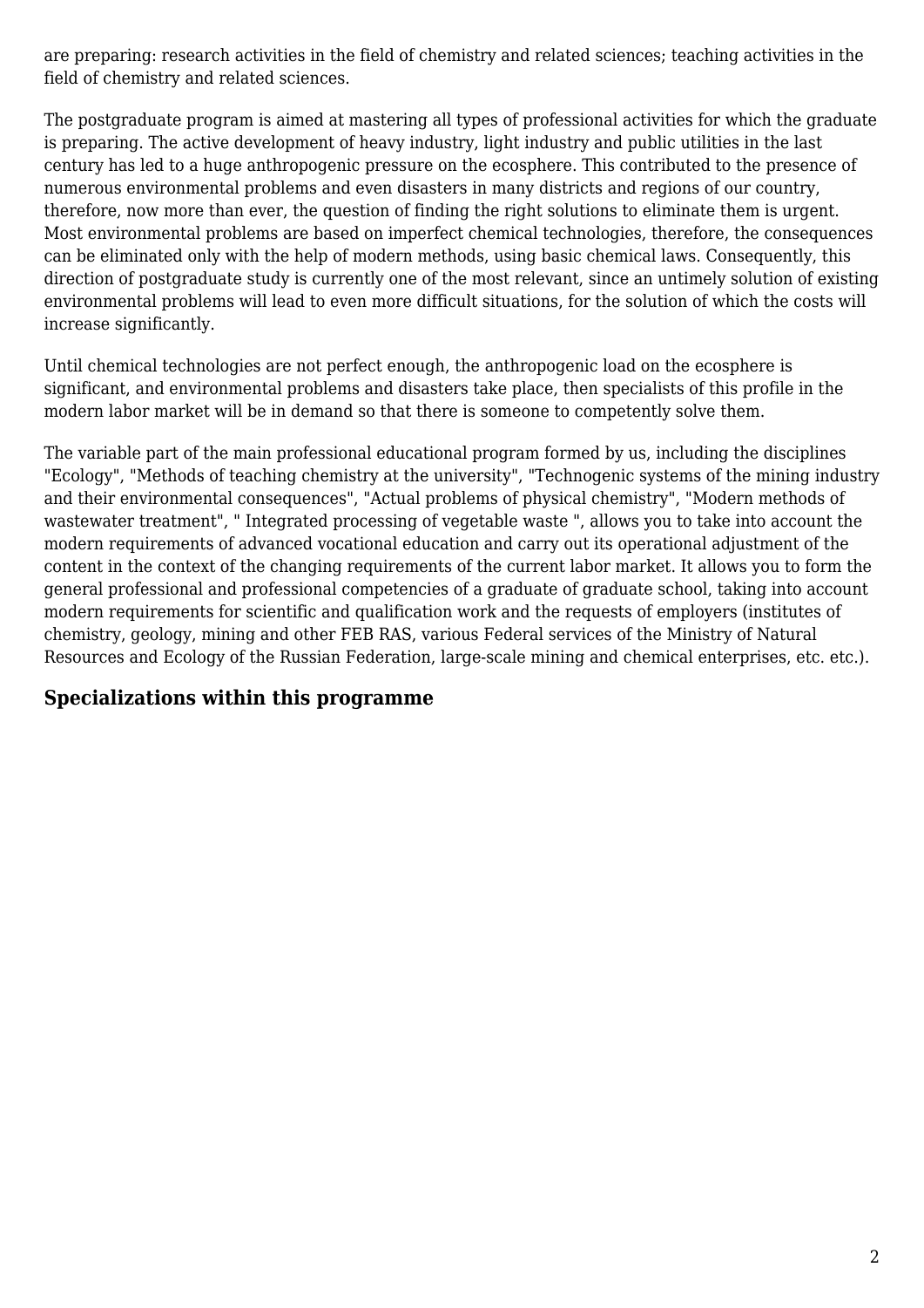are preparing: research activities in the field of chemistry and related sciences; teaching activities in the field of chemistry and related sciences.

The postgraduate program is aimed at mastering all types of professional activities for which the graduate is preparing. The active development of heavy industry, light industry and public utilities in the last century has led to a huge anthropogenic pressure on the ecosphere. This contributed to the presence of numerous environmental problems and even disasters in many districts and regions of our country, therefore, now more than ever, the question of finding the right solutions to eliminate them is urgent. Most environmental problems are based on imperfect chemical technologies, therefore, the consequences can be eliminated only with the help of modern methods, using basic chemical laws. Consequently, this direction of postgraduate study is currently one of the most relevant, since an untimely solution of existing environmental problems will lead to even more difficult situations, for the solution of which the costs will increase significantly.

Until chemical technologies are not perfect enough, the anthropogenic load on the ecosphere is significant, and environmental problems and disasters take place, then specialists of this profile in the modern labor market will be in demand so that there is someone to competently solve them.

The variable part of the main professional educational program formed by us, including the disciplines "Ecology", "Methods of teaching chemistry at the university", "Technogenic systems of the mining industry and their environmental consequences", "Actual problems of physical chemistry", "Modern methods of wastewater treatment", " Integrated processing of vegetable waste ", allows you to take into account the modern requirements of advanced vocational education and carry out its operational adjustment of the content in the context of the changing requirements of the current labor market. It allows you to form the general professional and professional competencies of a graduate of graduate school, taking into account modern requirements for scientific and qualification work and the requests of employers (institutes of chemistry, geology, mining and other FEB RAS, various Federal services of the Ministry of Natural Resources and Ecology of the Russian Federation, large-scale mining and chemical enterprises, etc. etc.).

## Specializations within this programme